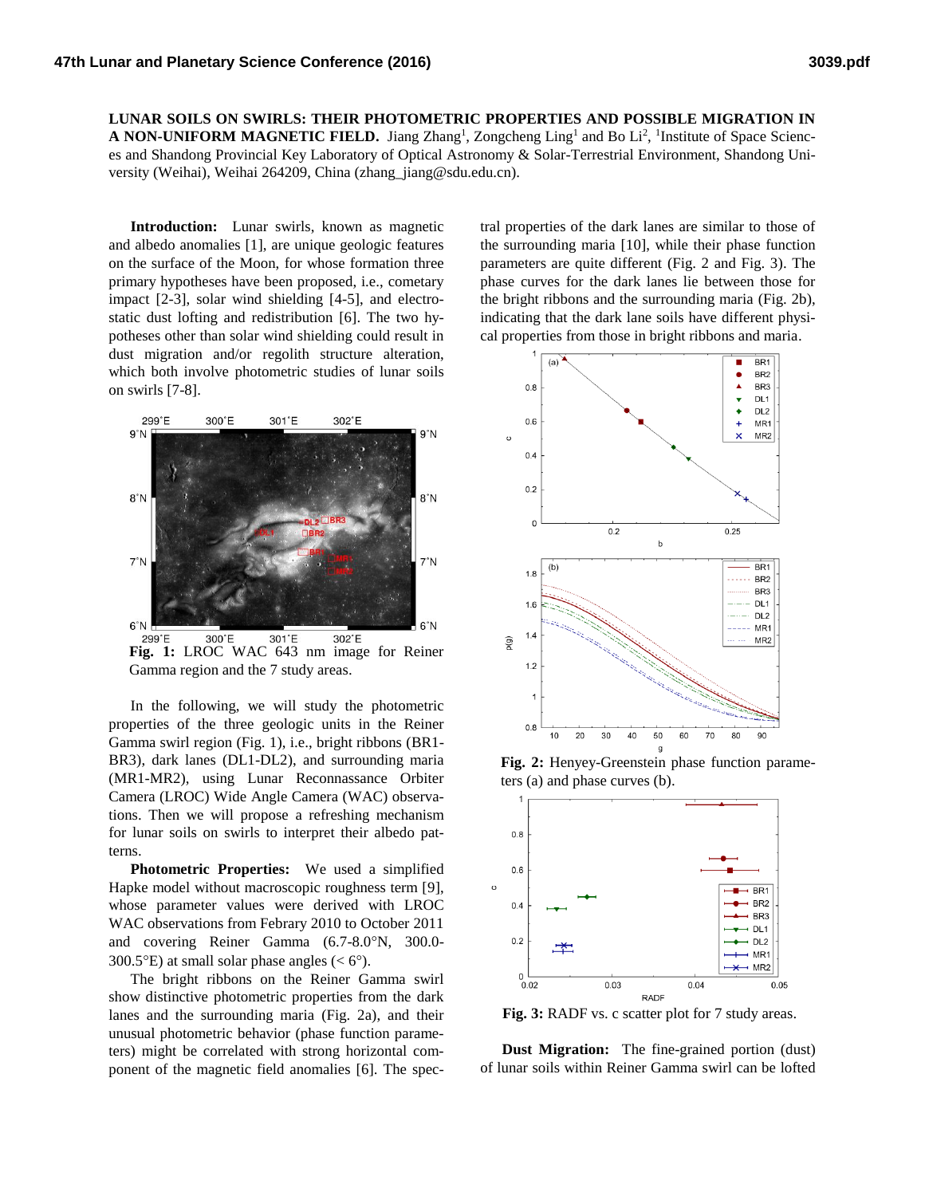**LUNAR SOILS ON SWIRLS: THEIR PHOTOMETRIC PROPERTIES AND POSSIBLE MIGRATION IN A NON-UNIFORM MAGNETIC FIELD.** Jiang Zhang[1], Zongcheng Ling[1] and Bo Li[2], [1]Institute of Space Sciences and Shandong Provincial Key Laboratory of Optical Astronomy & Solar-Terrestrial Environment, Shandong University (Weihai), Weihai 264209, China (zhang_jiang@sdu.edu.cn).

**Introduction:** Lunar swirls, known as magnetic and albedo anomalies [1], are unique geologic features on the surface of the Moon, for whose formation three primary hypotheses have been proposed, i.e., cometary impact [2-3], solar wind shielding [4-5], and electrostatic dust lofting and redistribution [6]. The two hypotheses other than solar wind shielding could result in dust migration and/or regolith structure alteration, which both involve photometric studies of lunar soils on swirls [7-8].

**Fig. 1:** LROC WAC 643 nm image for Reiner Gamma region and the 7 study areas.

In the following, we will study the photometric properties of the three geologic units in the Reiner Gamma swirl region (Fig. 1), i.e., bright ribbons (BR1-BR3), dark lanes (DL1-DL2), and surrounding maria (MR1-MR2), using Lunar Reconnassance Orbiter Camera (LROC) Wide Angle Camera (WAC) observations. Then we will propose a refreshing mechanism for lunar soils on swirls to interpret their albedo patterns.

**Photometric Properties:** We used a simplified Hapke model without macroscopic roughness term [9], whose parameter values were derived with LROC WAC observations from Febrary 2010 to October 2011 and covering Reiner Gamma (6.7-8.0°N, 300.0-300.5°E) at small solar phase angles (< 6°).

The bright ribbons on the Reiner Gamma swirl show distinctive photometric properties from the dark lanes and the surrounding maria (Fig. 2a), and their unusual photometric behavior (phase function parameters) might be correlated with strong horizontal component of the magnetic field anomalies [6]. The spectral properties of the dark lanes are similar to those of the surrounding maria [10], while their phase function parameters are quite different (Fig. 2 and Fig. 3). The phase curves for the dark lanes lie between those for the bright ribbons and the surrounding maria (Fig. 2b), indicating that the dark lane soils have different physical properties from those in bright ribbons and maria.

**Fig. 2:** Henyey-Greenstein phase function parameters (a) and phase curves (b).

**Fig. 3:** RADF vs. c scatter plot for 7 study areas.

**Dust Migration:** The fine-grained portion (dust) of lunar soils within Reiner Gamma swirl can be lofted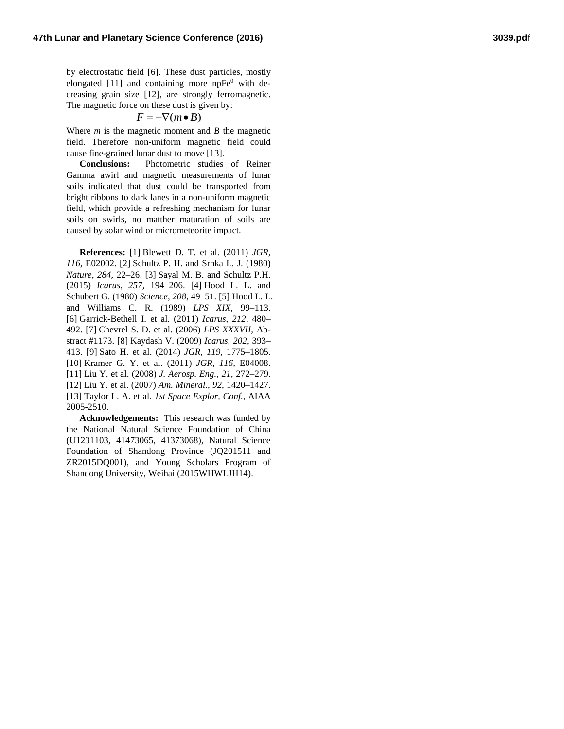by electrostatic field [6]. These dust particles, mostly elongated [11] and containing more $npFe^0$ with decreasing grain size [12], are strongly ferromagnetic. The magnetic force on these dust is given by:

$$F = -\nabla(m \bullet B)$$

Where *m* is the magnetic moment and *B* the magnetic field. Therefore non-uniform magnetic field could cause fine-grained lunar dust to move [13].

**Conclusions:** Photometric studies of Reiner Gamma awirl and magnetic measurements of lunar soils indicated that dust could be transported from bright ribbons to dark lanes in a non-uniform magnetic field, which provide a refreshing mechanism for lunar soils on swirls, no matther maturation of soils are caused by solar wind or micrometeorite impact.

**References:** [1] Blewett D. T. et al. (2011) *JGR, 116*, E02002. [2] Schultz P. H. and Srnka L. J. (1980) *Nature, 284,* 22–26. [3] Sayal M. B. and Schultz P.H. (2015) *Icarus, 257,* 194–206. [4] Hood L. L. and Schubert G. (1980) *Science, 208,* 49–51. [5] Hood L. L. and Williams C. R. (1989) *LPS XIX,* 99–113. [6] Garrick-Bethell I. et al. (2011) *Icarus, 212*, 480–492. [7] Chevrel S. D. et al. (2006) *LPS XXXVII,* Abstract #1173. [8] Kaydash V. (2009) *Icarus, 202,* 393–413. [9] Sato H. et al. (2014) *JGR, 119,* 1775–1805. [10] Kramer G. Y. et al. (2011) *JGR, 116,* E04008. [11] Liu Y. et al. (2008) *J. Aerosp. Eng., 21,* 272–279. [12] Liu Y. et al. (2007) *Am. Mineral., 92,* 1420–1427. [13] Taylor L. A. et al. *1st Space Explor, Conf.,* AIAA 2005-2510.

**Acknowledgements:** This research was funded by the National Natural Science Foundation of China (U1231103, 41473065, 41373068), Natural Science Foundation of Shandong Province (JQ201511 and ZR2015DQ001), and Young Scholars Program of Shandong University, Weihai (2015WHWLJH14).